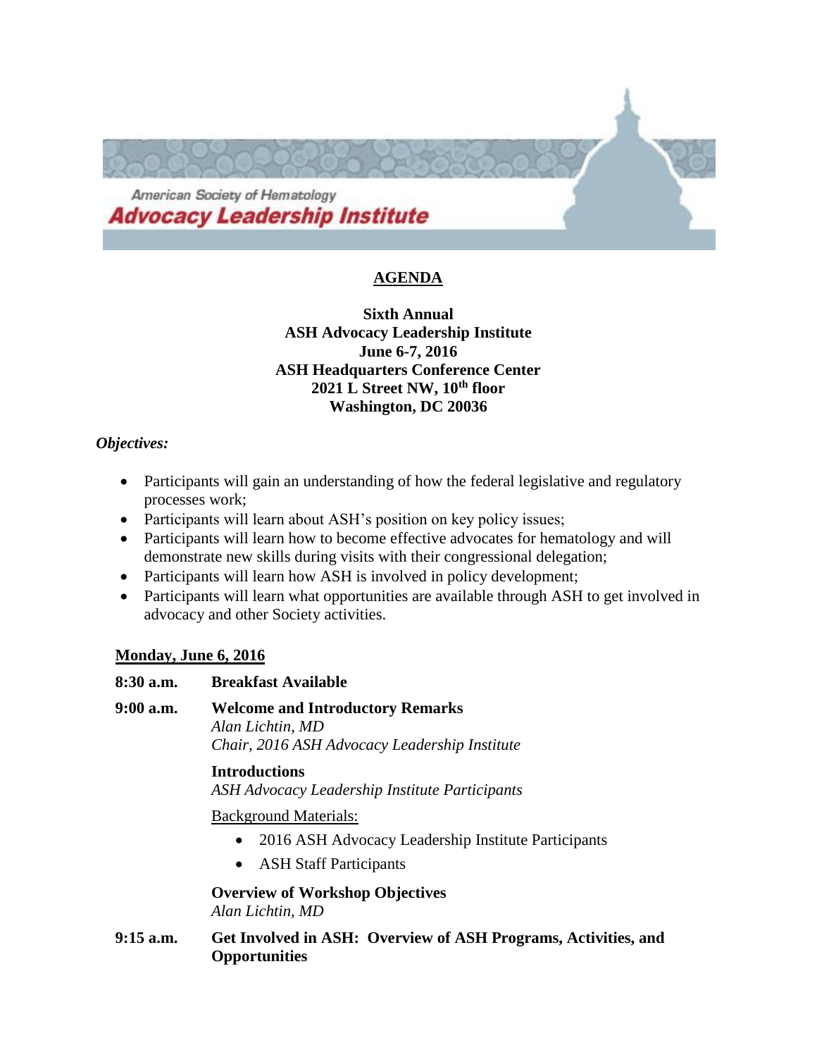American Society of Hematology
**Advocacy Leadership Institute**

# AGENDA

**Sixth Annual**
**ASH Advocacy Leadership Institute**
**June 6-7, 2016**
**ASH Headquarters Conference Center**
**2021 L Street NW, 10th floor**
**Washington, DC 20036**

***Objectives:***

- Participants will gain an understanding of how the federal legislative and regulatory processes work;
- Participants will learn about ASH's position on key policy issues;
- Participants will learn how to become effective advocates for hematology and will demonstrate new skills during visits with their congressional delegation;
- Participants will learn how ASH is involved in policy development;
- Participants will learn what opportunities are available through ASH to get involved in advocacy and other Society activities.

## Monday, June 6, 2016

**8:30 a.m.** **Breakfast Available**

**9:00 a.m.** **Welcome and Introductory Remarks**
*Alan Lichtin, MD*
*Chair, 2016 ASH Advocacy Leadership Institute*

**Introductions**
*ASH Advocacy Leadership Institute Participants*

Background Materials:

- 2016 ASH Advocacy Leadership Institute Participants
- ASH Staff Participants

**Overview of Workshop Objectives**
*Alan Lichtin, MD*

**9:15 a.m.** **Get Involved in ASH: Overview of ASH Programs, Activities, and Opportunities**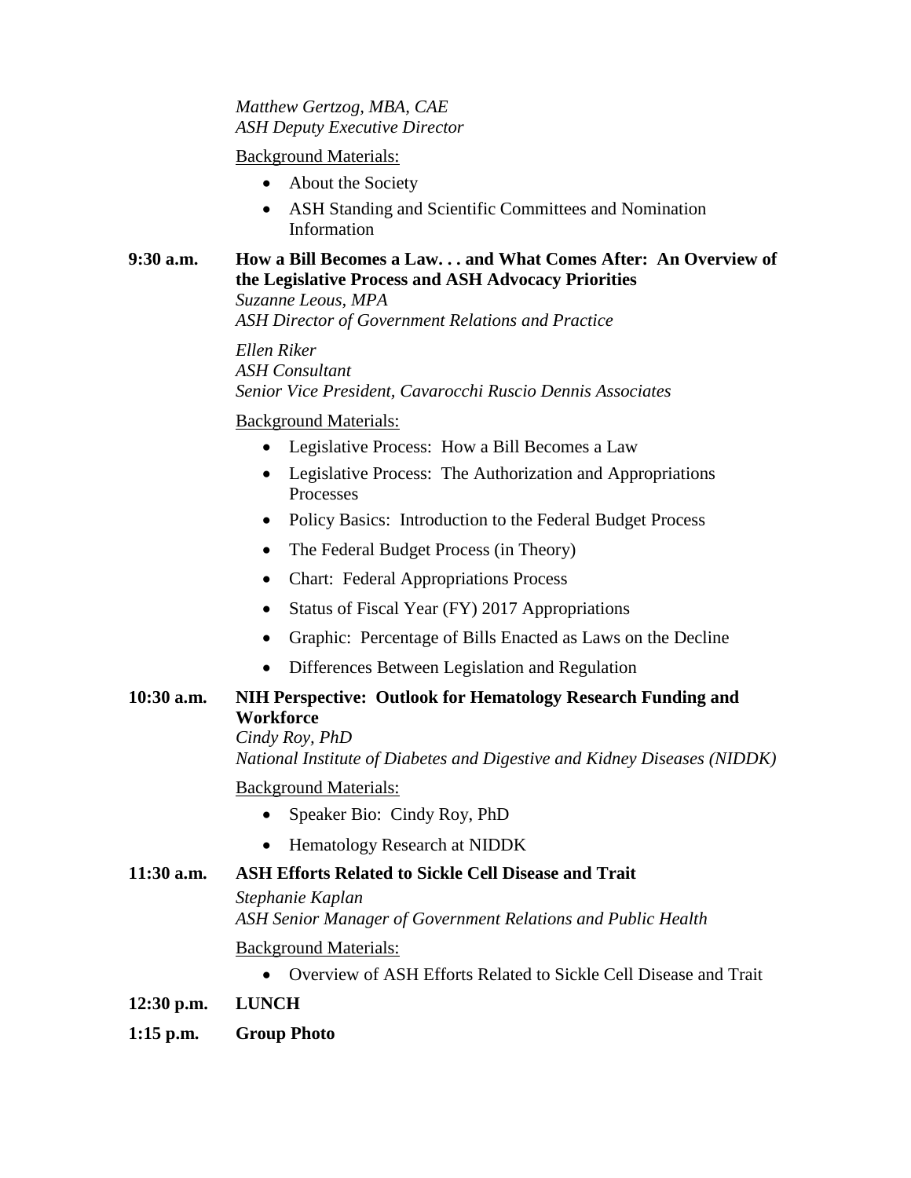*Matthew Gertzog, MBA, CAE*
*ASH Deputy Executive Director*

Background Materials:

- About the Society
- ASH Standing and Scientific Committees and Nomination Information

**9:30 a.m.** **How a Bill Becomes a Law. . . and What Comes After: An Overview of the Legislative Process and ASH Advocacy Priorities**
*Suzanne Leous, MPA*
*ASH Director of Government Relations and Practice*

*Ellen Riker*
*ASH Consultant*
*Senior Vice President, Cavarocchi Ruscio Dennis Associates*

Background Materials:

- Legislative Process: How a Bill Becomes a Law
- Legislative Process: The Authorization and Appropriations Processes
- Policy Basics: Introduction to the Federal Budget Process
- The Federal Budget Process (in Theory)
- Chart: Federal Appropriations Process
- Status of Fiscal Year (FY) 2017 Appropriations
- Graphic: Percentage of Bills Enacted as Laws on the Decline
- Differences Between Legislation and Regulation

**10:30 a.m.** **NIH Perspective: Outlook for Hematology Research Funding and Workforce**
*Cindy Roy, PhD*
*National Institute of Diabetes and Digestive and Kidney Diseases (NIDDK)*

Background Materials:

- Speaker Bio: Cindy Roy, PhD
- Hematology Research at NIDDK

**11:30 a.m.** **ASH Efforts Related to Sickle Cell Disease and Trait**
*Stephanie Kaplan*
*ASH Senior Manager of Government Relations and Public Health*

Background Materials:

- Overview of ASH Efforts Related to Sickle Cell Disease and Trait

**12:30 p.m.** **LUNCH**

**1:15 p.m.** **Group Photo**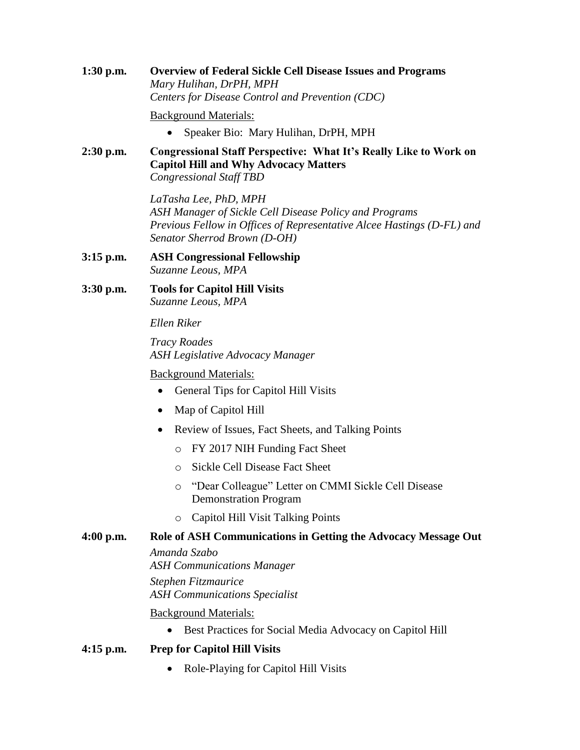**1:30 p.m.** **Overview of Federal Sickle Cell Disease Issues and Programs**
*Mary Hulihan, DrPH, MPH*
*Centers for Disease Control and Prevention (CDC)*

Background Materials:

- Speaker Bio: Mary Hulihan, DrPH, MPH

**2:30 p.m.** **Congressional Staff Perspective: What It's Really Like to Work on Capitol Hill and Why Advocacy Matters**
*Congressional Staff TBD*

*LaTasha Lee, PhD, MPH*
*ASH Manager of Sickle Cell Disease Policy and Programs*
*Previous Fellow in Offices of Representative Alcee Hastings (D-FL) and Senator Sherrod Brown (D-OH)*

**3:15 p.m.** **ASH Congressional Fellowship**
*Suzanne Leous, MPA*

**3:30 p.m.** **Tools for Capitol Hill Visits**
*Suzanne Leous, MPA*

*Ellen Riker*

*Tracy Roades*
*ASH Legislative Advocacy Manager*

Background Materials:

- General Tips for Capitol Hill Visits
- Map of Capitol Hill
- Review of Issues, Fact Sheets, and Talking Points
  - FY 2017 NIH Funding Fact Sheet
  - Sickle Cell Disease Fact Sheet
  - "Dear Colleague" Letter on CMMI Sickle Cell Disease Demonstration Program
  - Capitol Hill Visit Talking Points

**4:00 p.m.** **Role of ASH Communications in Getting the Advocacy Message Out**
*Amanda Szabo*
*ASH Communications Manager*
*Stephen Fitzmaurice*
*ASH Communications Specialist*

Background Materials:

- Best Practices for Social Media Advocacy on Capitol Hill

**4:15 p.m.** **Prep for Capitol Hill Visits**

- Role-Playing for Capitol Hill Visits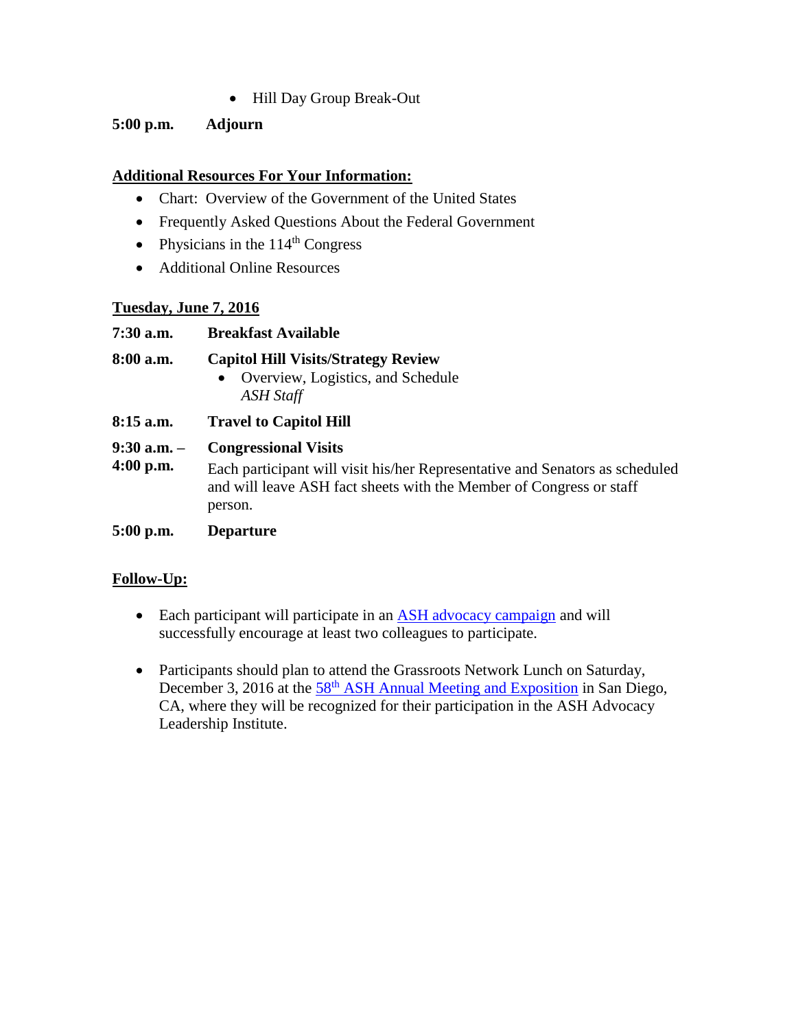- Hill Day Group Break-Out

**5:00 p.m.** **Adjourn**

**Additional Resources For Your Information:**

- Chart: Overview of the Government of the United States
- Frequently Asked Questions About the Federal Government
- Physicians in the 114th Congress
- Additional Online Resources

**Tuesday, June 7, 2016**

**7:30 a.m.** **Breakfast Available**

**8:00 a.m.** **Capitol Hill Visits/Strategy Review**

- Overview, Logistics, and Schedule
  *ASH Staff*

**8:15 a.m.** **Travel to Capitol Hill**

**9:30 a.m. – 4:00 p.m.** **Congressional Visits**

Each participant will visit his/her Representative and Senators as scheduled and will leave ASH fact sheets with the Member of Congress or staff person.

**5:00 p.m.** **Departure**

**Follow-Up:**

- Each participant will participate in an ASH advocacy campaign and will successfully encourage at least two colleagues to participate.

- Participants should plan to attend the Grassroots Network Lunch on Saturday, December 3, 2016 at the 58th ASH Annual Meeting and Exposition in San Diego, CA, where they will be recognized for their participation in the ASH Advocacy Leadership Institute.